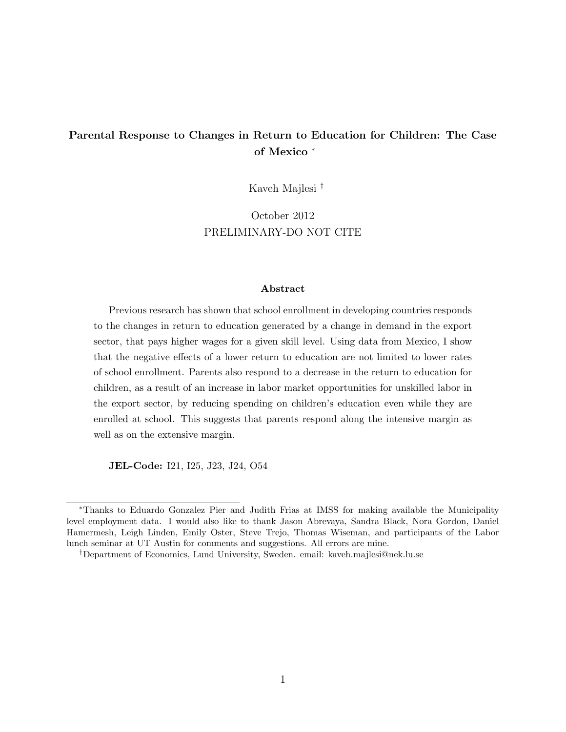# Parental Response to Changes in Return to Education for Children: The Case of Mexico [*]

Kaveh Majlesi [†]

October 2012

PRELIMINARY-DO NOT CITE

## Abstract

Previous research has shown that school enrollment in developing countries responds to the changes in return to education generated by a change in demand in the export sector, that pays higher wages for a given skill level. Using data from Mexico, I show that the negative effects of a lower return to education are not limited to lower rates of school enrollment. Parents also respond to a decrease in the return to education for children, as a result of an increase in labor market opportunities for unskilled labor in the export sector, by reducing spending on children's education even while they are enrolled at school. This suggests that parents respond along the intensive margin as well as on the extensive margin.

**JEL-Code:** I21, I25, J23, J24, O54

---

[*] Thanks to Eduardo Gonzalez Pier and Judith Frias at IMSS for making available the Municipality level employment data. I would also like to thank Jason Abrevaya, Sandra Black, Nora Gordon, Daniel Hamermesh, Leigh Linden, Emily Oster, Steve Trejo, Thomas Wiseman, and participants of the Labor lunch seminar at UT Austin for comments and suggestions. All errors are mine.

[†] Department of Economics, Lund University, Sweden. email: kaveh.majlesi@nek.lu.se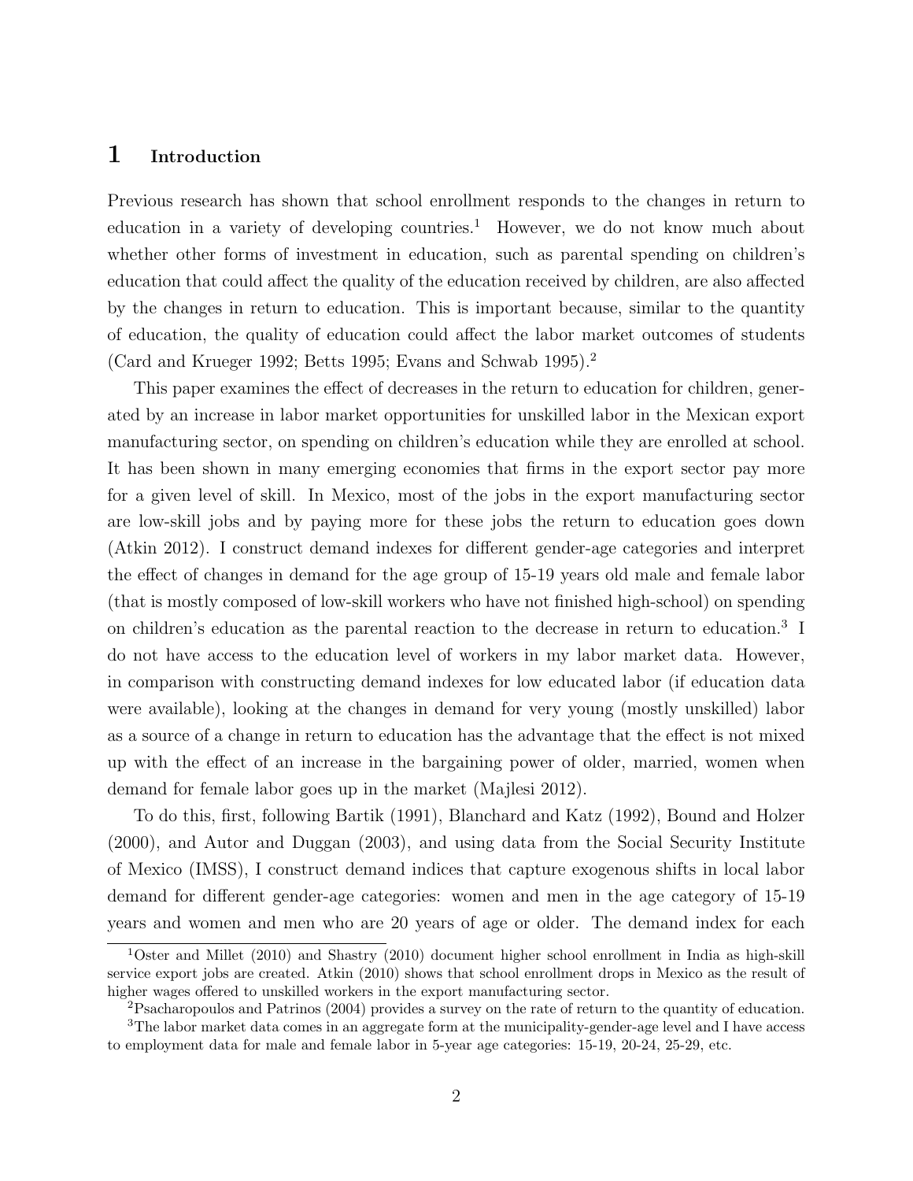# 1 Introduction

Previous research has shown that school enrollment responds to the changes in return to education in a variety of developing countries.[1] However, we do not know much about whether other forms of investment in education, such as parental spending on children's education that could affect the quality of the education received by children, are also affected by the changes in return to education. This is important because, similar to the quantity of education, the quality of education could affect the labor market outcomes of students (Card and Krueger 1992; Betts 1995; Evans and Schwab 1995).[2]

This paper examines the effect of decreases in the return to education for children, generated by an increase in labor market opportunities for unskilled labor in the Mexican export manufacturing sector, on spending on children's education while they are enrolled at school. It has been shown in many emerging economies that firms in the export sector pay more for a given level of skill. In Mexico, most of the jobs in the export manufacturing sector are low-skill jobs and by paying more for these jobs the return to education goes down (Atkin 2012). I construct demand indexes for different gender-age categories and interpret the effect of changes in demand for the age group of 15-19 years old male and female labor (that is mostly composed of low-skill workers who have not finished high-school) on spending on children's education as the parental reaction to the decrease in return to education.[3] I do not have access to the education level of workers in my labor market data. However, in comparison with constructing demand indexes for low educated labor (if education data were available), looking at the changes in demand for very young (mostly unskilled) labor as a source of a change in return to education has the advantage that the effect is not mixed up with the effect of an increase in the bargaining power of older, married, women when demand for female labor goes up in the market (Majlesi 2012).

To do this, first, following Bartik (1991), Blanchard and Katz (1992), Bound and Holzer (2000), and Autor and Duggan (2003), and using data from the Social Security Institute of Mexico (IMSS), I construct demand indices that capture exogenous shifts in local labor demand for different gender-age categories: women and men in the age category of 15-19 years and women and men who are 20 years of age or older. The demand index for each

---

[1] Oster and Millet (2010) and Shastry (2010) document higher school enrollment in India as high-skill service export jobs are created. Atkin (2010) shows that school enrollment drops in Mexico as the result of higher wages offered to unskilled workers in the export manufacturing sector.

[2] Psacharopoulos and Patrinos (2004) provides a survey on the rate of return to the quantity of education.

[3] The labor market data comes in an aggregate form at the municipality-gender-age level and I have access to employment data for male and female labor in 5-year age categories: 15-19, 20-24, 25-29, etc.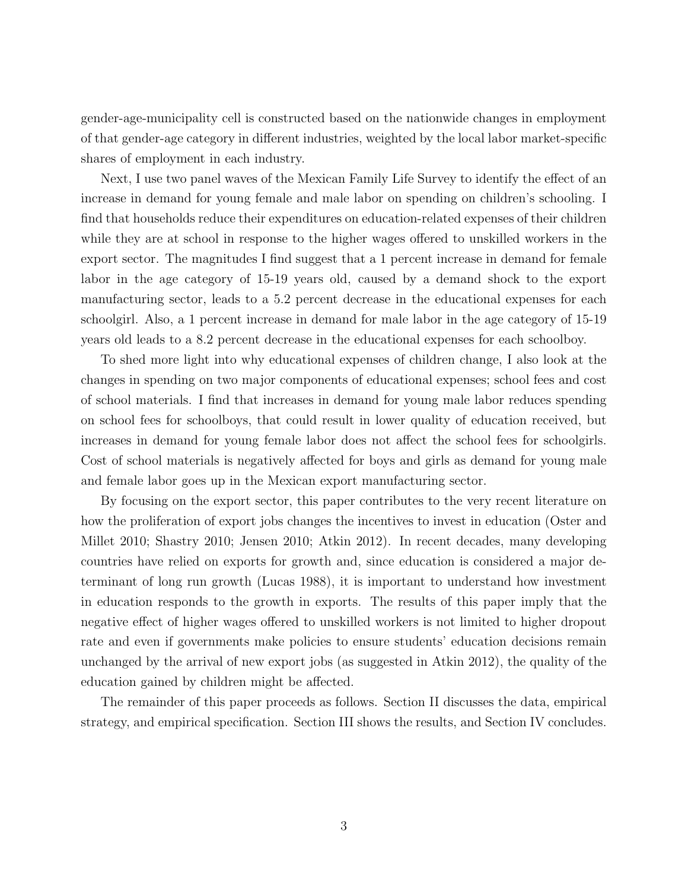gender-age-municipality cell is constructed based on the nationwide changes in employment of that gender-age category in different industries, weighted by the local labor market-specific shares of employment in each industry.

Next, I use two panel waves of the Mexican Family Life Survey to identify the effect of an increase in demand for young female and male labor on spending on children's schooling. I find that households reduce their expenditures on education-related expenses of their children while they are at school in response to the higher wages offered to unskilled workers in the export sector. The magnitudes I find suggest that a 1 percent increase in demand for female labor in the age category of 15-19 years old, caused by a demand shock to the export manufacturing sector, leads to a 5.2 percent decrease in the educational expenses for each schoolgirl. Also, a 1 percent increase in demand for male labor in the age category of 15-19 years old leads to a 8.2 percent decrease in the educational expenses for each schoolboy.

To shed more light into why educational expenses of children change, I also look at the changes in spending on two major components of educational expenses; school fees and cost of school materials. I find that increases in demand for young male labor reduces spending on school fees for schoolboys, that could result in lower quality of education received, but increases in demand for young female labor does not affect the school fees for schoolgirls. Cost of school materials is negatively affected for boys and girls as demand for young male and female labor goes up in the Mexican export manufacturing sector.

By focusing on the export sector, this paper contributes to the very recent literature on how the proliferation of export jobs changes the incentives to invest in education (Oster and Millet 2010; Shastry 2010; Jensen 2010; Atkin 2012). In recent decades, many developing countries have relied on exports for growth and, since education is considered a major determinant of long run growth (Lucas 1988), it is important to understand how investment in education responds to the growth in exports. The results of this paper imply that the negative effect of higher wages offered to unskilled workers is not limited to higher dropout rate and even if governments make policies to ensure students' education decisions remain unchanged by the arrival of new export jobs (as suggested in Atkin 2012), the quality of the education gained by children might be affected.

The remainder of this paper proceeds as follows. Section II discusses the data, empirical strategy, and empirical specification. Section III shows the results, and Section IV concludes.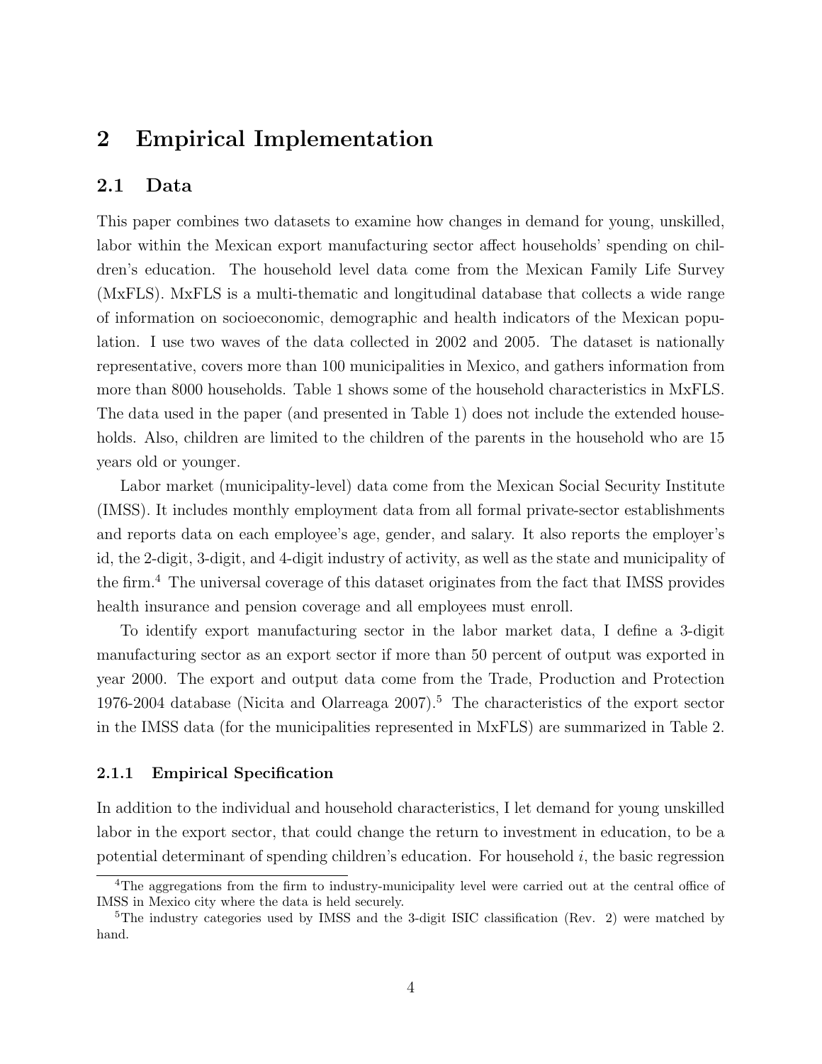# 2 Empirical Implementation

## 2.1 Data

This paper combines two datasets to examine how changes in demand for young, unskilled, labor within the Mexican export manufacturing sector affect households' spending on children's education. The household level data come from the Mexican Family Life Survey (MxFLS). MxFLS is a multi-thematic and longitudinal database that collects a wide range of information on socioeconomic, demographic and health indicators of the Mexican population. I use two waves of the data collected in 2002 and 2005. The dataset is nationally representative, covers more than 100 municipalities in Mexico, and gathers information from more than 8000 households. Table 1 shows some of the household characteristics in MxFLS. The data used in the paper (and presented in Table 1) does not include the extended households. Also, children are limited to the children of the parents in the household who are 15 years old or younger.

Labor market (municipality-level) data come from the Mexican Social Security Institute (IMSS). It includes monthly employment data from all formal private-sector establishments and reports data on each employee's age, gender, and salary. It also reports the employer's id, the 2-digit, 3-digit, and 4-digit industry of activity, as well as the state and municipality of the firm.[4] The universal coverage of this dataset originates from the fact that IMSS provides health insurance and pension coverage and all employees must enroll.

To identify export manufacturing sector in the labor market data, I define a 3-digit manufacturing sector as an export sector if more than 50 percent of output was exported in year 2000. The export and output data come from the Trade, Production and Protection 1976-2004 database (Nicita and Olarreaga 2007).[5] The characteristics of the export sector in the IMSS data (for the municipalities represented in MxFLS) are summarized in Table 2.

### 2.1.1 Empirical Specification

In addition to the individual and household characteristics, I let demand for young unskilled labor in the export sector, that could change the return to investment in education, to be a potential determinant of spending children's education. For household $i$, the basic regression

---

[4] The aggregations from the firm to industry-municipality level were carried out at the central office of IMSS in Mexico city where the data is held securely.

[5] The industry categories used by IMSS and the 3-digit ISIC classification (Rev. 2) were matched by hand.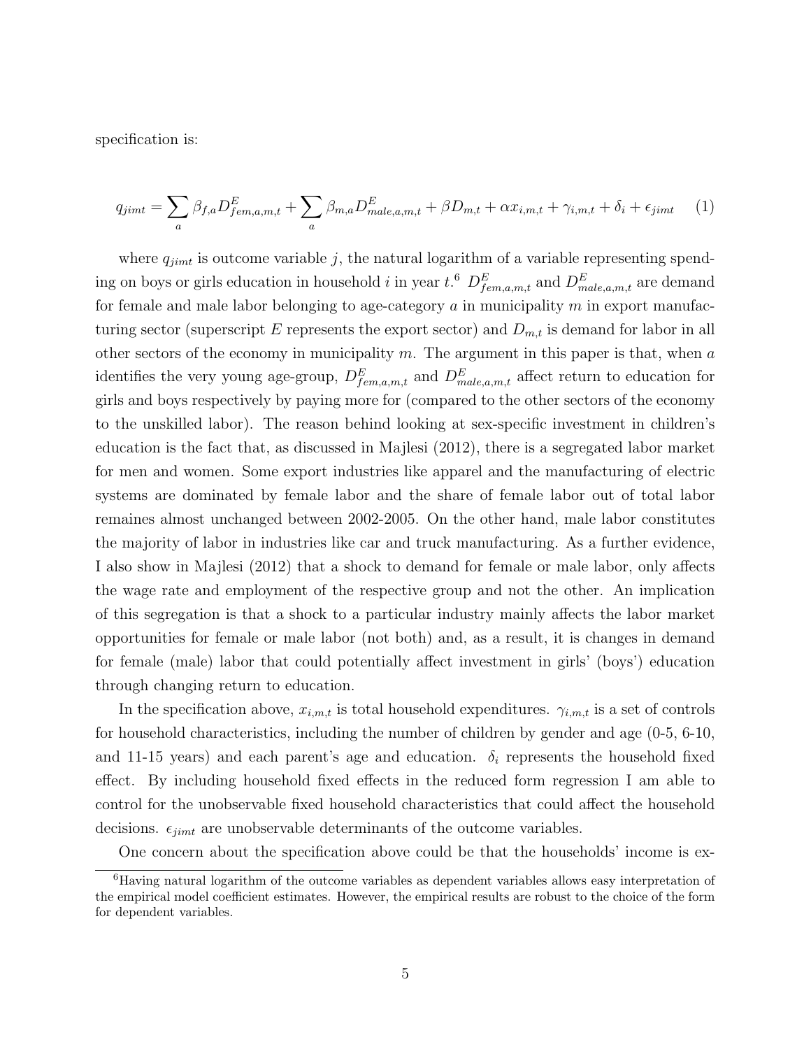specification is:

$$q_{jimt} = \sum_{a} \beta_{f,a} D^{E}_{fem,a,m,t} + \sum_{a} \beta_{m,a} D^{E}_{male,a,m,t} + \beta D_{m,t} + \alpha x_{i,m,t} + \gamma_{i,m,t} + \delta_i + \epsilon_{jimt} \quad (1)$$

where $q_{jimt}$ is outcome variable $j$, the natural logarithm of a variable representing spending on boys or girls education in household $i$ in year $t$.[6] $D^{E}_{fem,a,m,t}$ and $D^{E}_{male,a,m,t}$ are demand for female and male labor belonging to age-category $a$ in municipality $m$ in export manufacturing sector (superscript $E$ represents the export sector) and $D_{m,t}$ is demand for labor in all other sectors of the economy in municipality $m$. The argument in this paper is that, when $a$ identifies the very young age-group, $D^{E}_{fem,a,m,t}$ and $D^{E}_{male,a,m,t}$ affect return to education for girls and boys respectively by paying more for (compared to the other sectors of the economy to the unskilled labor). The reason behind looking at sex-specific investment in children's education is the fact that, as discussed in Majlesi (2012), there is a segregated labor market for men and women. Some export industries like apparel and the manufacturing of electric systems are dominated by female labor and the share of female labor out of total labor remaines almost unchanged between 2002-2005. On the other hand, male labor constitutes the majority of labor in industries like car and truck manufacturing. As a further evidence, I also show in Majlesi (2012) that a shock to demand for female or male labor, only affects the wage rate and employment of the respective group and not the other. An implication of this segregation is that a shock to a particular industry mainly affects the labor market opportunities for female or male labor (not both) and, as a result, it is changes in demand for female (male) labor that could potentially affect investment in girls' (boys') education through changing return to education.

In the specification above, $x_{i,m,t}$ is total household expenditures. $\gamma_{i,m,t}$ is a set of controls for household characteristics, including the number of children by gender and age (0-5, 6-10, and 11-15 years) and each parent's age and education. $\delta_i$ represents the household fixed effect. By including household fixed effects in the reduced form regression I am able to control for the unobservable fixed household characteristics that could affect the household decisions. $\epsilon_{jimt}$ are unobservable determinants of the outcome variables.

One concern about the specification above could be that the households' income is ex-

[6] Having natural logarithm of the outcome variables as dependent variables allows easy interpretation of the empirical model coefficient estimates. However, the empirical results are robust to the choice of the form for dependent variables.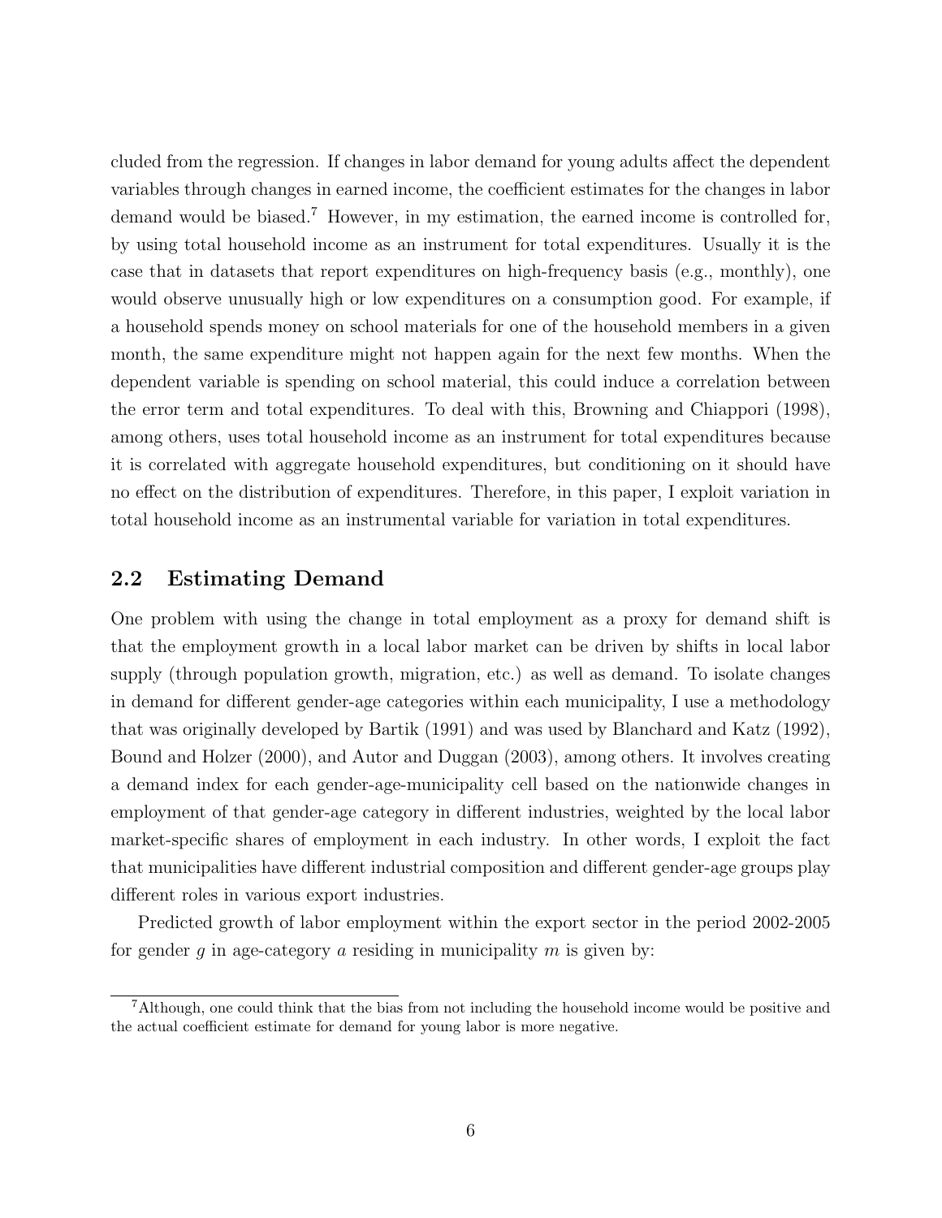cluded from the regression. If changes in labor demand for young adults affect the dependent variables through changes in earned income, the coefficient estimates for the changes in labor demand would be biased.[7] However, in my estimation, the earned income is controlled for, by using total household income as an instrument for total expenditures. Usually it is the case that in datasets that report expenditures on high-frequency basis (e.g., monthly), one would observe unusually high or low expenditures on a consumption good. For example, if a household spends money on school materials for one of the household members in a given month, the same expenditure might not happen again for the next few months. When the dependent variable is spending on school material, this could induce a correlation between the error term and total expenditures. To deal with this, Browning and Chiappori (1998), among others, uses total household income as an instrument for total expenditures because it is correlated with aggregate household expenditures, but conditioning on it should have no effect on the distribution of expenditures. Therefore, in this paper, I exploit variation in total household income as an instrumental variable for variation in total expenditures.

## 2.2 Estimating Demand

One problem with using the change in total employment as a proxy for demand shift is that the employment growth in a local labor market can be driven by shifts in local labor supply (through population growth, migration, etc.) as well as demand. To isolate changes in demand for different gender-age categories within each municipality, I use a methodology that was originally developed by Bartik (1991) and was used by Blanchard and Katz (1992), Bound and Holzer (2000), and Autor and Duggan (2003), among others. It involves creating a demand index for each gender-age-municipality cell based on the nationwide changes in employment of that gender-age category in different industries, weighted by the local labor market-specific shares of employment in each industry. In other words, I exploit the fact that municipalities have different industrial composition and different gender-age groups play different roles in various export industries.

Predicted growth of labor employment within the export sector in the period 2002-2005 for gender $g$ in age-category $a$ residing in municipality $m$ is given by:

[7] Although, one could think that the bias from not including the household income would be positive and the actual coefficient estimate for demand for young labor is more negative.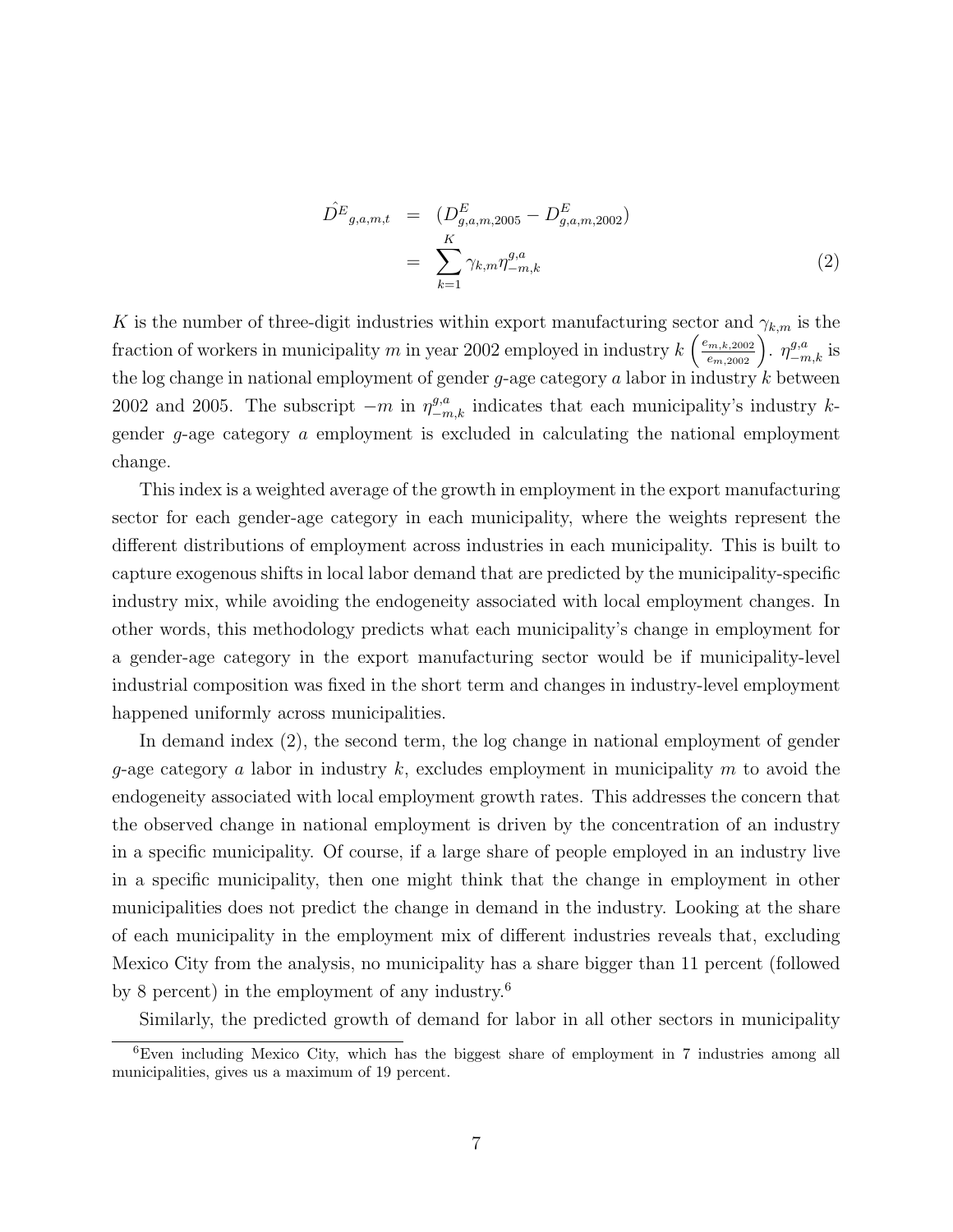$$
\begin{aligned}
\hat{D^E}_{g,a,m,t} &= (D^E_{g,a,m,2005} - D^E_{g,a,m,2002}) \\
&= \sum_{k=1}^{K} \gamma_{k,m} \eta^{g,a}_{-m,k}
\end{aligned}
\tag{2}
$$

$K$ is the number of three-digit industries within export manufacturing sector and $\gamma_{k,m}$ is the fraction of workers in municipality $m$ in year 2002 employed in industry $k$ $\left(\frac{e_{m,k,2002}}{e_{m,2002}}\right)$. $\eta^{g,a}_{-m,k}$ is the log change in national employment of gender $g$-age category $a$ labor in industry $k$ between 2002 and 2005. The subscript $-m$ in $\eta^{g,a}_{-m,k}$ indicates that each municipality's industry $k$-gender $g$-age category $a$ employment is excluded in calculating the national employment change.

This index is a weighted average of the growth in employment in the export manufacturing sector for each gender-age category in each municipality, where the weights represent the different distributions of employment across industries in each municipality. This is built to capture exogenous shifts in local labor demand that are predicted by the municipality-specific industry mix, while avoiding the endogeneity associated with local employment changes. In other words, this methodology predicts what each municipality's change in employment for a gender-age category in the export manufacturing sector would be if municipality-level industrial composition was fixed in the short term and changes in industry-level employment happened uniformly across municipalities.

In demand index (2), the second term, the log change in national employment of gender $g$-age category $a$ labor in industry $k$, excludes employment in municipality $m$ to avoid the endogeneity associated with local employment growth rates. This addresses the concern that the observed change in national employment is driven by the concentration of an industry in a specific municipality. Of course, if a large share of people employed in an industry live in a specific municipality, then one might think that the change in employment in other municipalities does not predict the change in demand in the industry. Looking at the share of each municipality in the employment mix of different industries reveals that, excluding Mexico City from the analysis, no municipality has a share bigger than 11 percent (followed by 8 percent) in the employment of any industry.[6]

Similarly, the predicted growth of demand for labor in all other sectors in municipality

[6] Even including Mexico City, which has the biggest share of employment in 7 industries among all municipalities, gives us a maximum of 19 percent.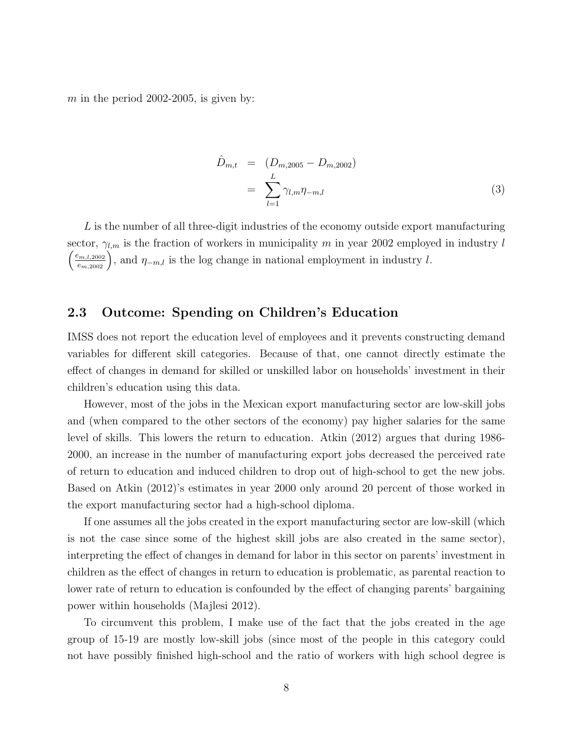$m$ in the period 2002-2005, is given by:

$$
\begin{aligned}
\hat{D}_{m,t} &= (D_{m,2005} - D_{m,2002}) \\
&= \sum_{l=1}^{L} \gamma_{l,m} \eta_{-m,l}
\end{aligned} \tag{3}
$$

$L$ is the number of all three-digit industries of the economy outside export manufacturing sector, $\gamma_{l,m}$ is the fraction of workers in municipality $m$ in year 2002 employed in industry $l$ $\left(\frac{e_{m,l,2002}}{e_{m,2002}}\right)$, and $\eta_{-m,l}$ is the log change in national employment in industry $l$.

## 2.3 Outcome: Spending on Children's Education

IMSS does not report the education level of employees and it prevents constructing demand variables for different skill categories. Because of that, one cannot directly estimate the effect of changes in demand for skilled or unskilled labor on households' investment in their children's education using this data.

However, most of the jobs in the Mexican export manufacturing sector are low-skill jobs and (when compared to the other sectors of the economy) pay higher salaries for the same level of skills. This lowers the return to education. Atkin (2012) argues that during 1986-2000, an increase in the number of manufacturing export jobs decreased the perceived rate of return to education and induced children to drop out of high-school to get the new jobs. Based on Atkin (2012)'s estimates in year 2000 only around 20 percent of those worked in the export manufacturing sector had a high-school diploma.

If one assumes all the jobs created in the export manufacturing sector are low-skill (which is not the case since some of the highest skill jobs are also created in the same sector), interpreting the effect of changes in demand for labor in this sector on parents' investment in children as the effect of changes in return to education is problematic, as parental reaction to lower rate of return to education is confounded by the effect of changing parents' bargaining power within households (Majlesi 2012).

To circumvent this problem, I make use of the fact that the jobs created in the age group of 15-19 are mostly low-skill jobs (since most of the people in this category could not have possibly finished high-school and the ratio of workers with high school degree is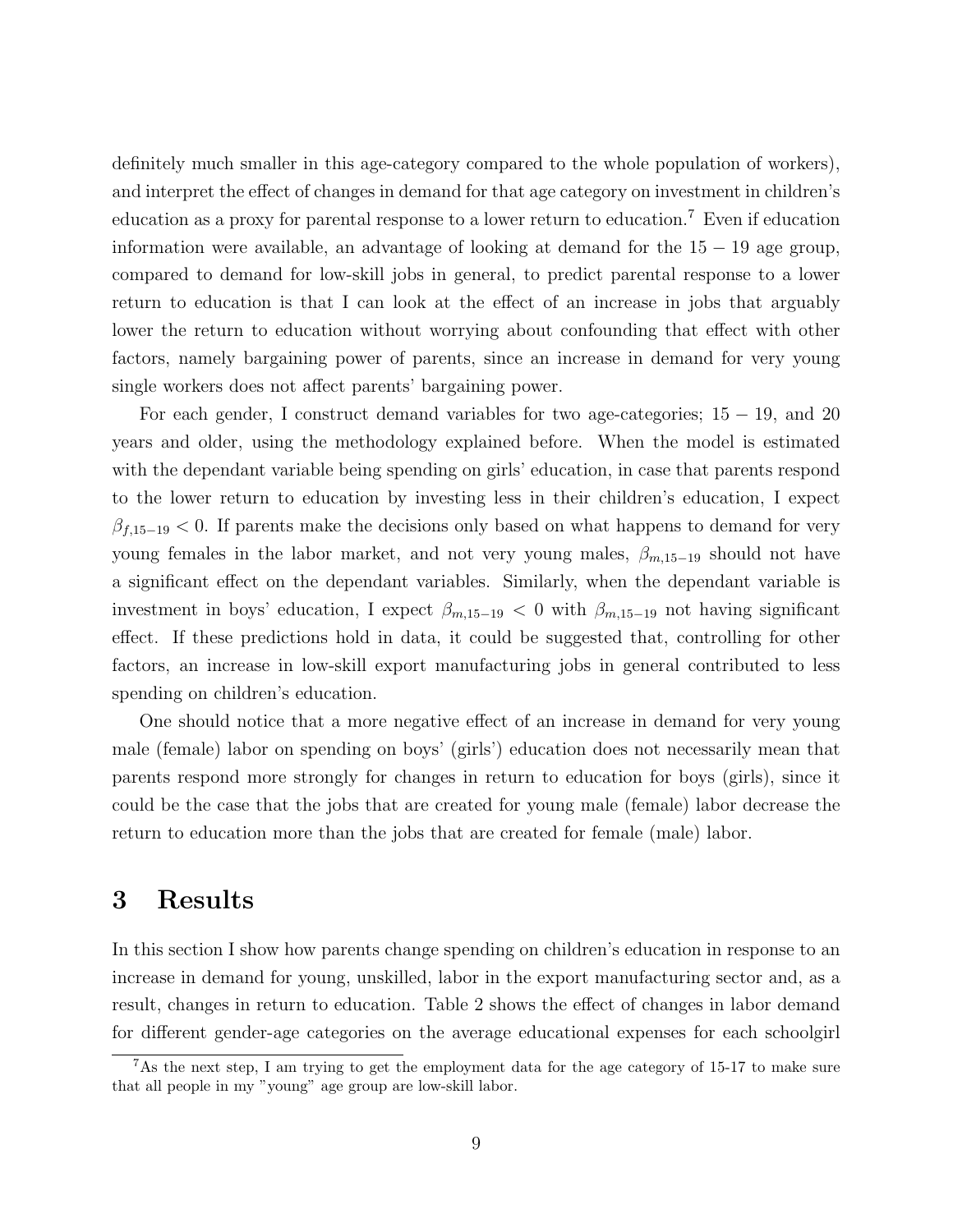definitely much smaller in this age-category compared to the whole population of workers), and interpret the effect of changes in demand for that age category on investment in children's education as a proxy for parental response to a lower return to education.[7] Even if education information were available, an advantage of looking at demand for the $15-19$ age group, compared to demand for low-skill jobs in general, to predict parental response to a lower return to education is that I can look at the effect of an increase in jobs that arguably lower the return to education without worrying about confounding that effect with other factors, namely bargaining power of parents, since an increase in demand for very young single workers does not affect parents' bargaining power.

For each gender, I construct demand variables for two age-categories; $15-19$, and 20 years and older, using the methodology explained before. When the model is estimated with the dependant variable being spending on girls' education, in case that parents respond to the lower return to education by investing less in their children's education, I expect $\beta_{f,15-19} < 0$. If parents make the decisions only based on what happens to demand for very young females in the labor market, and not very young males, $\beta_{m,15-19}$ should not have a significant effect on the dependant variables. Similarly, when the dependant variable is investment in boys' education, I expect $\beta_{m,15-19} < 0$ with $\beta_{m,15-19}$ not having significant effect. If these predictions hold in data, it could be suggested that, controlling for other factors, an increase in low-skill export manufacturing jobs in general contributed to less spending on children's education.

One should notice that a more negative effect of an increase in demand for very young male (female) labor on spending on boys' (girls') education does not necessarily mean that parents respond more strongly for changes in return to education for boys (girls), since it could be the case that the jobs that are created for young male (female) labor decrease the return to education more than the jobs that are created for female (male) labor.

# 3 Results

In this section I show how parents change spending on children's education in response to an increase in demand for young, unskilled, labor in the export manufacturing sector and, as a result, changes in return to education. Table 2 shows the effect of changes in labor demand for different gender-age categories on the average educational expenses for each schoolgirl

[7] As the next step, I am trying to get the employment data for the age category of 15-17 to make sure that all people in my "young" age group are low-skill labor.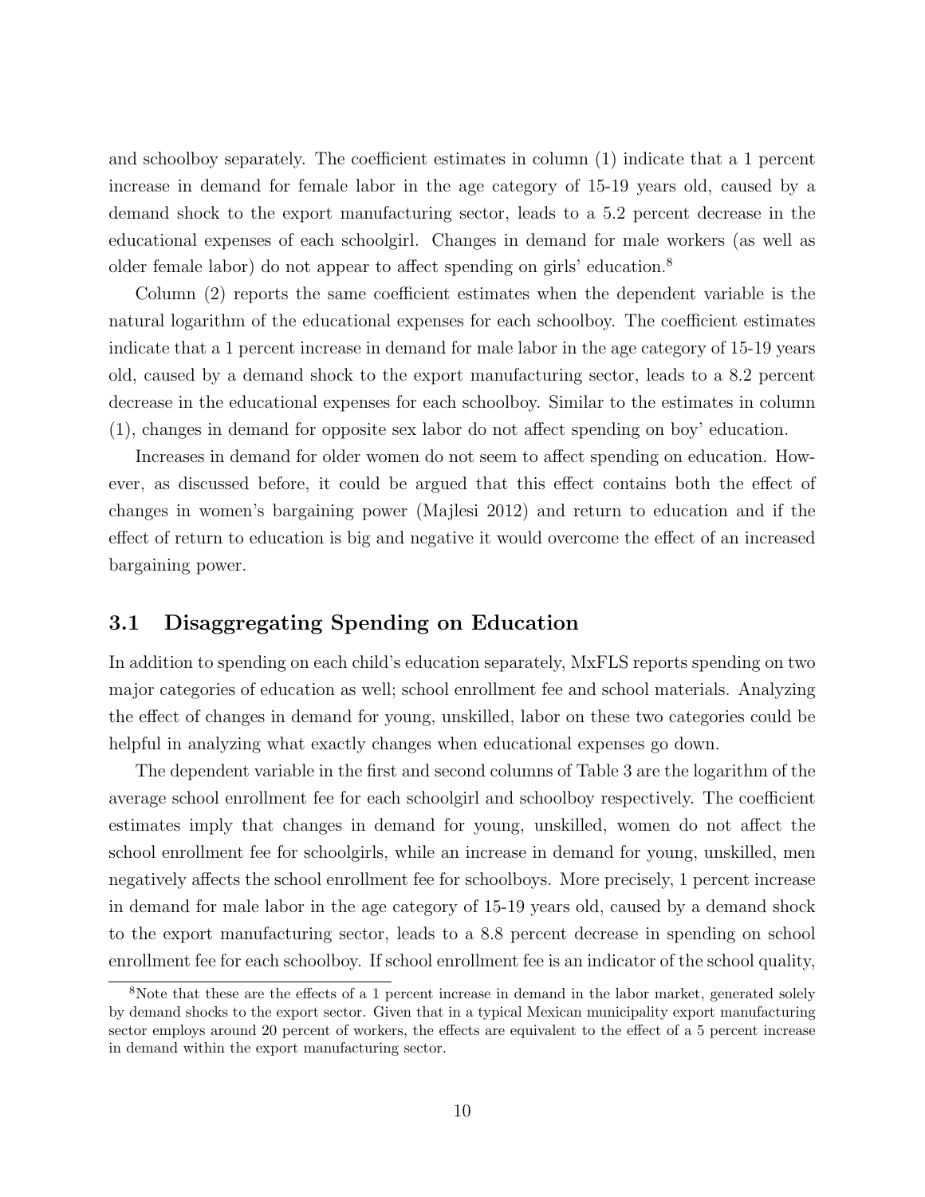and schoolboy separately. The coefficient estimates in column (1) indicate that a 1 percent increase in demand for female labor in the age category of 15-19 years old, caused by a demand shock to the export manufacturing sector, leads to a 5.2 percent decrease in the educational expenses of each schoolgirl. Changes in demand for male workers (as well as older female labor) do not appear to affect spending on girls' education.[8]

Column (2) reports the same coefficient estimates when the dependent variable is the natural logarithm of the educational expenses for each schoolboy. The coefficient estimates indicate that a 1 percent increase in demand for male labor in the age category of 15-19 years old, caused by a demand shock to the export manufacturing sector, leads to a 8.2 percent decrease in the educational expenses for each schoolboy. Similar to the estimates in column (1), changes in demand for opposite sex labor do not affect spending on boy' education.

Increases in demand for older women do not seem to affect spending on education. However, as discussed before, it could be argued that this effect contains both the effect of changes in women's bargaining power (Majlesi 2012) and return to education and if the effect of return to education is big and negative it would overcome the effect of an increased bargaining power.

## 3.1 Disaggregating Spending on Education

In addition to spending on each child's education separately, MxFLS reports spending on two major categories of education as well; school enrollment fee and school materials. Analyzing the effect of changes in demand for young, unskilled, labor on these two categories could be helpful in analyzing what exactly changes when educational expenses go down.

The dependent variable in the first and second columns of Table 3 are the logarithm of the average school enrollment fee for each schoolgirl and schoolboy respectively. The coefficient estimates imply that changes in demand for young, unskilled, women do not affect the school enrollment fee for schoolgirls, while an increase in demand for young, unskilled, men negatively affects the school enrollment fee for schoolboys. More precisely, 1 percent increase in demand for male labor in the age category of 15-19 years old, caused by a demand shock to the export manufacturing sector, leads to a 8.8 percent decrease in spending on school enrollment fee for each schoolboy. If school enrollment fee is an indicator of the school quality,

[8] Note that these are the effects of a 1 percent increase in demand in the labor market, generated solely by demand shocks to the export sector. Given that in a typical Mexican municipality export manufacturing sector employs around 20 percent of workers, the effects are equivalent to the effect of a 5 percent increase in demand within the export manufacturing sector.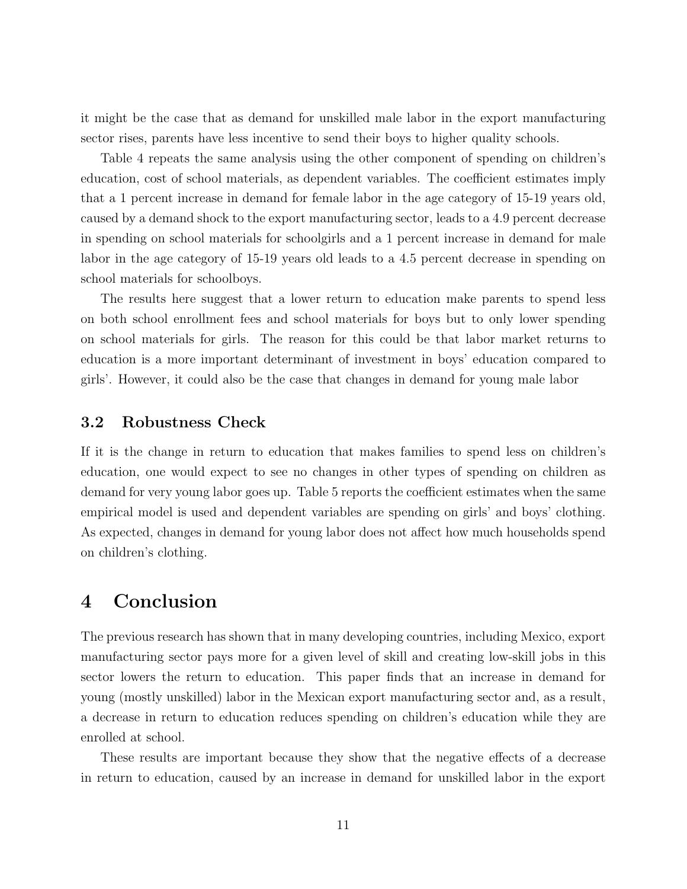it might be the case that as demand for unskilled male labor in the export manufacturing sector rises, parents have less incentive to send their boys to higher quality schools.

Table 4 repeats the same analysis using the other component of spending on children's education, cost of school materials, as dependent variables. The coefficient estimates imply that a 1 percent increase in demand for female labor in the age category of 15-19 years old, caused by a demand shock to the export manufacturing sector, leads to a 4.9 percent decrease in spending on school materials for schoolgirls and a 1 percent increase in demand for male labor in the age category of 15-19 years old leads to a 4.5 percent decrease in spending on school materials for schoolboys.

The results here suggest that a lower return to education make parents to spend less on both school enrollment fees and school materials for boys but to only lower spending on school materials for girls. The reason for this could be that labor market returns to education is a more important determinant of investment in boys' education compared to girls'. However, it could also be the case that changes in demand for young male labor

### 3.2 Robustness Check

If it is the change in return to education that makes families to spend less on children's education, one would expect to see no changes in other types of spending on children as demand for very young labor goes up. Table 5 reports the coefficient estimates when the same empirical model is used and dependent variables are spending on girls' and boys' clothing. As expected, changes in demand for young labor does not affect how much households spend on children's clothing.

## 4 Conclusion

The previous research has shown that in many developing countries, including Mexico, export manufacturing sector pays more for a given level of skill and creating low-skill jobs in this sector lowers the return to education. This paper finds that an increase in demand for young (mostly unskilled) labor in the Mexican export manufacturing sector and, as a result, a decrease in return to education reduces spending on children's education while they are enrolled at school.

These results are important because they show that the negative effects of a decrease in return to education, caused by an increase in demand for unskilled labor in the export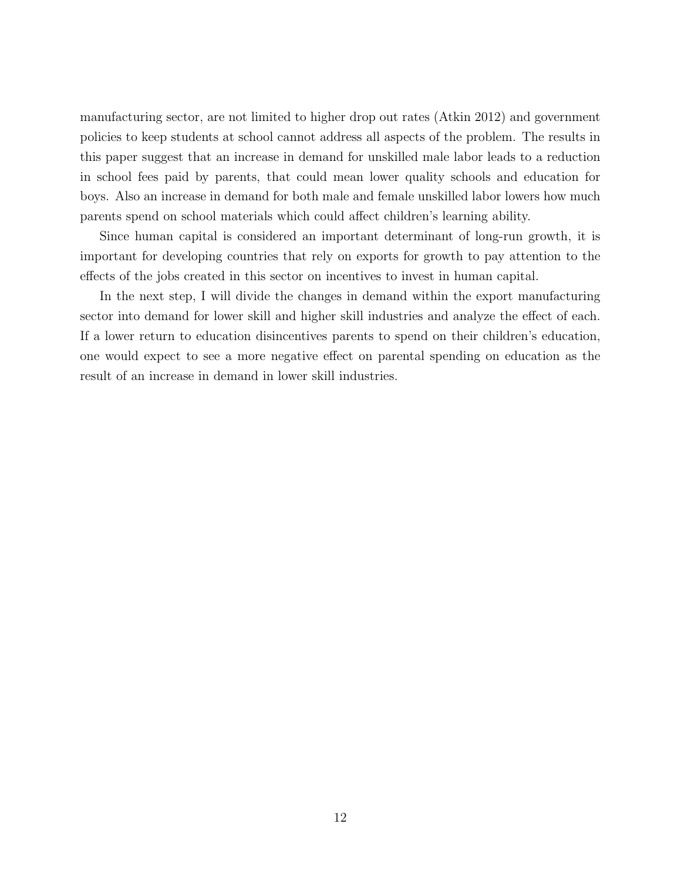manufacturing sector, are not limited to higher drop out rates (Atkin 2012) and government policies to keep students at school cannot address all aspects of the problem. The results in this paper suggest that an increase in demand for unskilled male labor leads to a reduction in school fees paid by parents, that could mean lower quality schools and education for boys. Also an increase in demand for both male and female unskilled labor lowers how much parents spend on school materials which could affect children's learning ability.

Since human capital is considered an important determinant of long-run growth, it is important for developing countries that rely on exports for growth to pay attention to the effects of the jobs created in this sector on incentives to invest in human capital.

In the next step, I will divide the changes in demand within the export manufacturing sector into demand for lower skill and higher skill industries and analyze the effect of each. If a lower return to education disincentives parents to spend on their children's education, one would expect to see a more negative effect on parental spending on education as the result of an increase in demand in lower skill industries.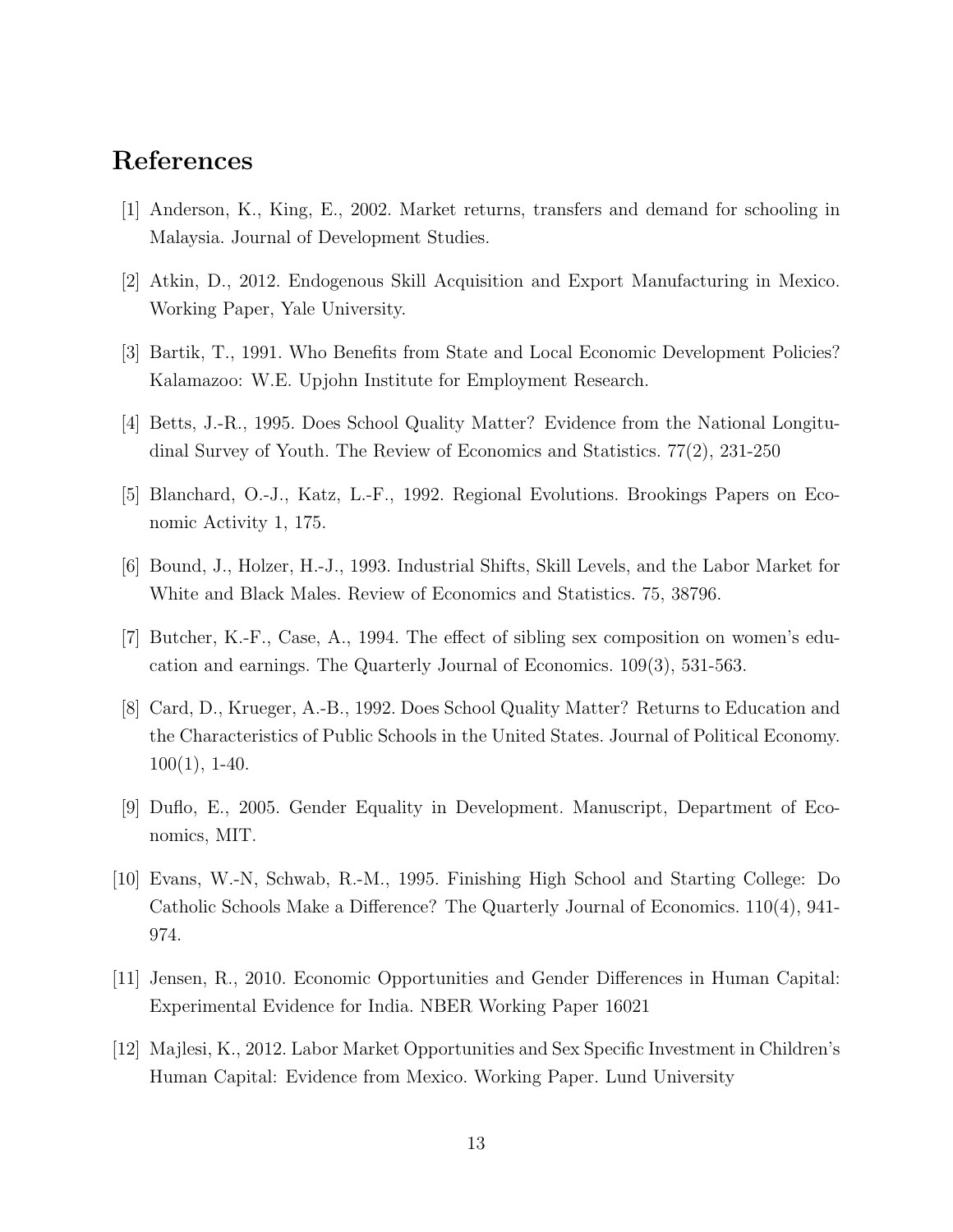# References

[1] Anderson, K., King, E., 2002. Market returns, transfers and demand for schooling in Malaysia. Journal of Development Studies.

[2] Atkin, D., 2012. Endogenous Skill Acquisition and Export Manufacturing in Mexico. Working Paper, Yale University.

[3] Bartik, T., 1991. Who Benefits from State and Local Economic Development Policies? Kalamazoo: W.E. Upjohn Institute for Employment Research.

[4] Betts, J.-R., 1995. Does School Quality Matter? Evidence from the National Longitudinal Survey of Youth. The Review of Economics and Statistics. 77(2), 231-250

[5] Blanchard, O.-J., Katz, L.-F., 1992. Regional Evolutions. Brookings Papers on Economic Activity 1, 175.

[6] Bound, J., Holzer, H.-J., 1993. Industrial Shifts, Skill Levels, and the Labor Market for White and Black Males. Review of Economics and Statistics. 75, 38796.

[7] Butcher, K.-F., Case, A., 1994. The effect of sibling sex composition on women's education and earnings. The Quarterly Journal of Economics. 109(3), 531-563.

[8] Card, D., Krueger, A.-B., 1992. Does School Quality Matter? Returns to Education and the Characteristics of Public Schools in the United States. Journal of Political Economy. 100(1), 1-40.

[9] Duflo, E., 2005. Gender Equality in Development. Manuscript, Department of Economics, MIT.

[10] Evans, W.-N, Schwab, R.-M., 1995. Finishing High School and Starting College: Do Catholic Schools Make a Difference? The Quarterly Journal of Economics. 110(4), 941-974.

[11] Jensen, R., 2010. Economic Opportunities and Gender Differences in Human Capital: Experimental Evidence for India. NBER Working Paper 16021

[12] Majlesi, K., 2012. Labor Market Opportunities and Sex Specific Investment in Children's Human Capital: Evidence from Mexico. Working Paper. Lund University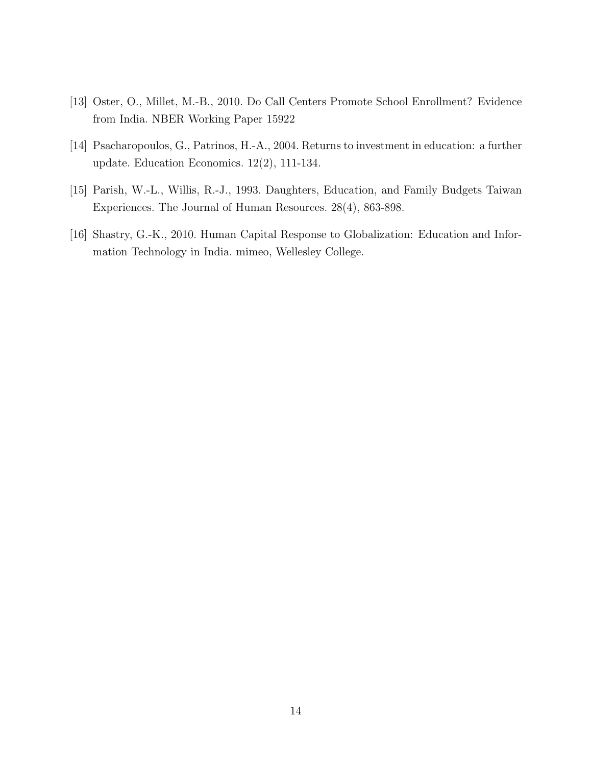[13] Oster, O., Millet, M.-B., 2010. Do Call Centers Promote School Enrollment? Evidence from India. NBER Working Paper 15922

[14] Psacharopoulos, G., Patrinos, H.-A., 2004. Returns to investment in education: a further update. Education Economics. 12(2), 111-134.

[15] Parish, W.-L., Willis, R.-J., 1993. Daughters, Education, and Family Budgets Taiwan Experiences. The Journal of Human Resources. 28(4), 863-898.

[16] Shastry, G.-K., 2010. Human Capital Response to Globalization: Education and Information Technology in India. mimeo, Wellesley College.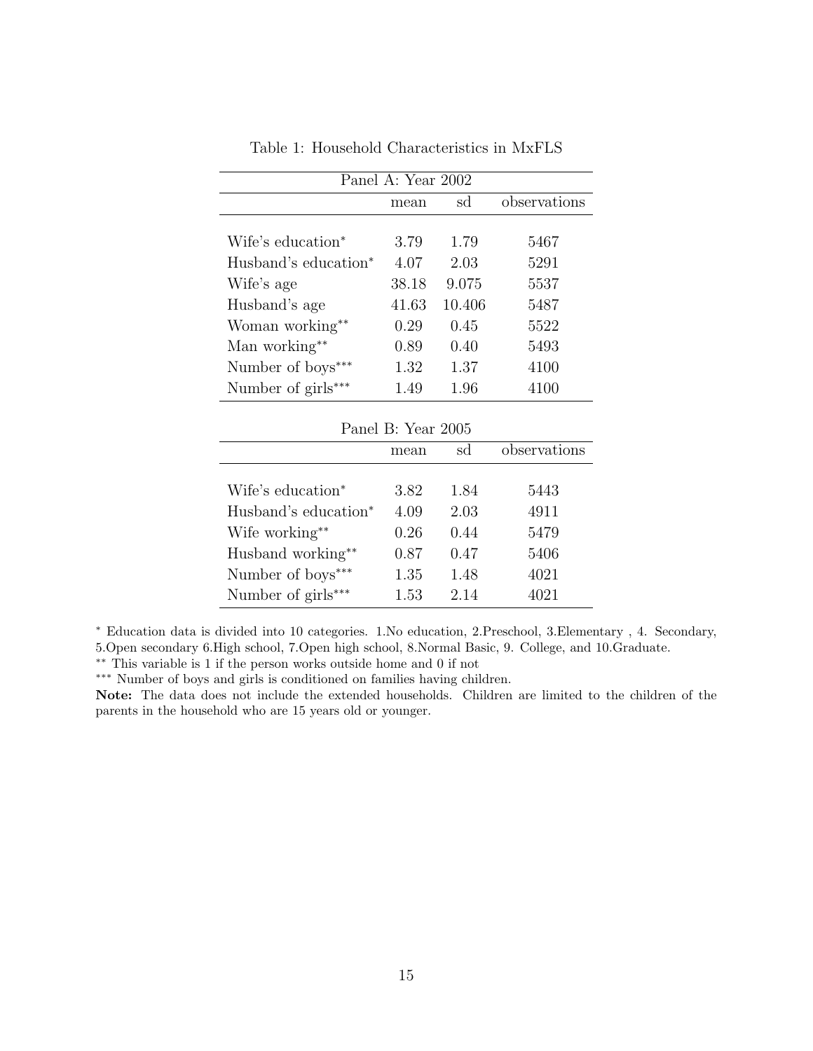Table 1: Household Characteristics in MxFLS

| Panel A: Year 2002 | | | |
|---|---|---|---|
| | mean | sd | observations |
| Wife's education* | 3.79 | 1.79 | 5467 |
| Husband's education* | 4.07 | 2.03 | 5291 |
| Wife's age | 38.18 | 9.075 | 5537 |
| Husband's age | 41.63 | 10.406 | 5487 |
| Woman working** | 0.29 | 0.45 | 5522 |
| Man working** | 0.89 | 0.40 | 5493 |
| Number of boys*** | 1.32 | 1.37 | 4100 |
| Number of girls*** | 1.49 | 1.96 | 4100 |

| Panel B: Year 2005 | | | |
|---|---|---|---|
| | mean | sd | observations |
| Wife's education* | 3.82 | 1.84 | 5443 |
| Husband's education* | 4.09 | 2.03 | 4911 |
| Wife working** | 0.26 | 0.44 | 5479 |
| Husband working** | 0.87 | 0.47 | 5406 |
| Number of boys*** | 1.35 | 1.48 | 4021 |
| Number of girls*** | 1.53 | 2.14 | 4021 |

* Education data is divided into 10 categories. 1.No education, 2.Preschool, 3.Elementary , 4. Secondary, 5.Open secondary 6.High school, 7.Open high school, 8.Normal Basic, 9. College, and 10.Graduate.

** This variable is 1 if the person works outside home and 0 if not

*** Number of boys and girls is conditioned on families having children.

**Note:** The data does not include the extended households. Children are limited to the children of the parents in the household who are 15 years old or younger.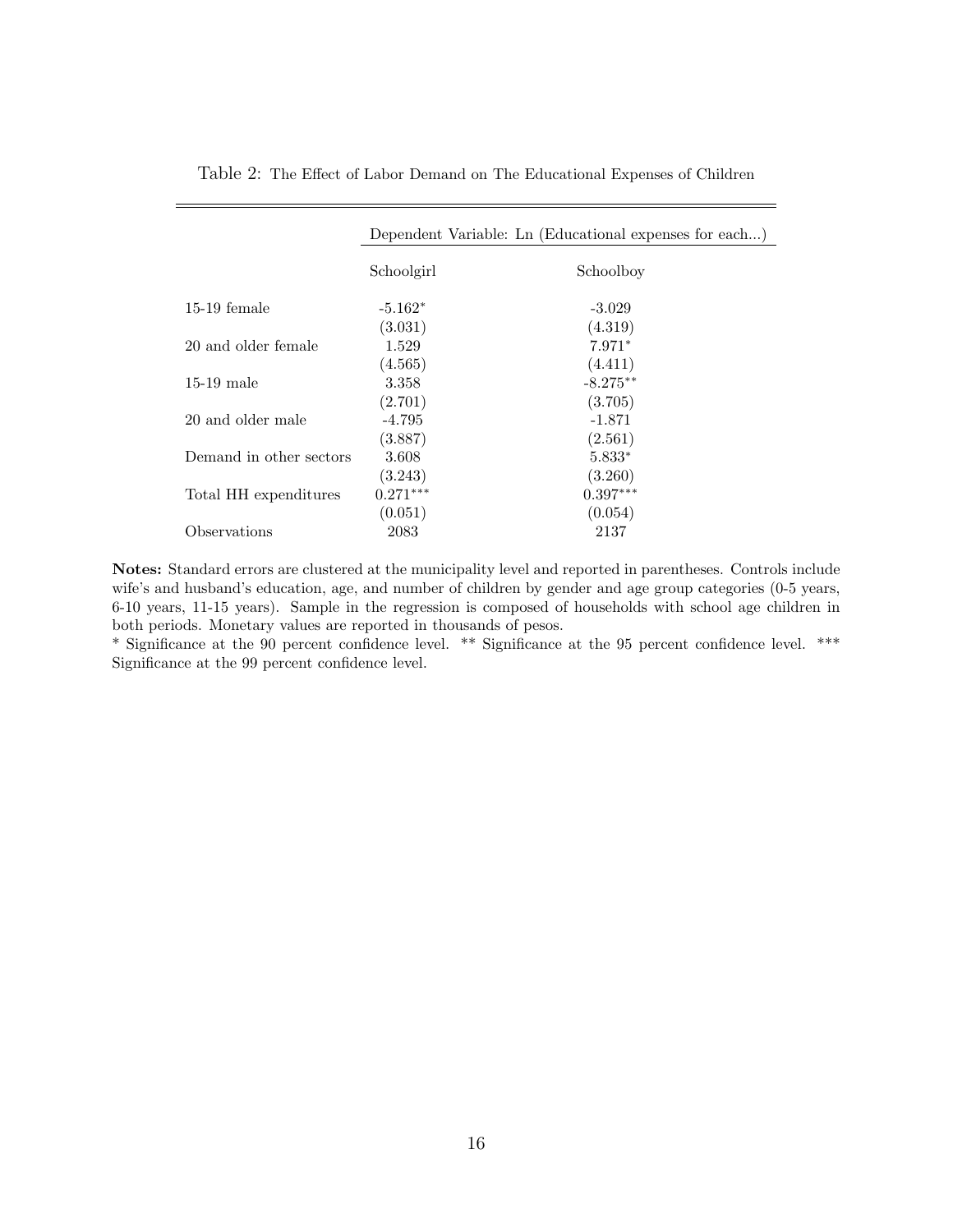Table 2: The Effect of Labor Demand on The Educational Expenses of Children

| | Dependent Variable: Ln (Educational expenses for each...) | |
|---|---|---|
| | Schoolgirl | Schoolboy |
| 15-19 female | -5.162* | -3.029 |
| | (3.031) | (4.319) |
| 20 and older female | 1.529 | 7.971* |
| | (4.565) | (4.411) |
| 15-19 male | 3.358 | -8.275** |
| | (2.701) | (3.705) |
| 20 and older male | -4.795 | -1.871 |
| | (3.887) | (2.561) |
| Demand in other sectors | 3.608 | 5.833* |
| | (3.243) | (3.260) |
| Total HH expenditures | 0.271*** | 0.397*** |
| | (0.051) | (0.054) |
| Observations | 2083 | 2137 |

**Notes:** Standard errors are clustered at the municipality level and reported in parentheses. Controls include wife's and husband's education, age, and number of children by gender and age group categories (0-5 years, 6-10 years, 11-15 years). Sample in the regression is composed of households with school age children in both periods. Monetary values are reported in thousands of pesos.

* Significance at the 90 percent confidence level. ** Significance at the 95 percent confidence level. *** Significance at the 99 percent confidence level.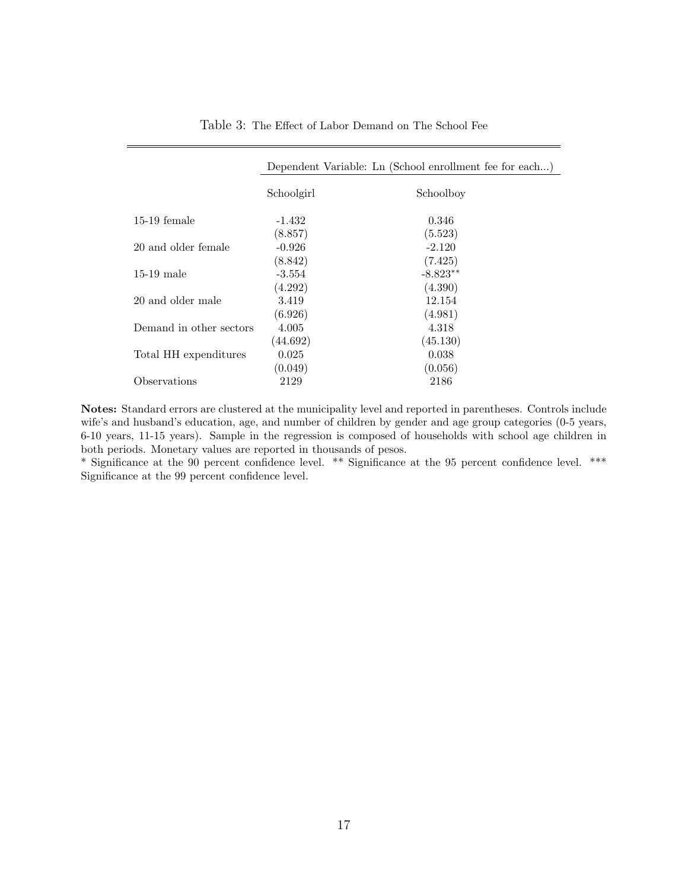Table 3: The Effect of Labor Demand on The School Fee

| | Dependent Variable: Ln (School enrollment fee for each...) | |
|---|---|---|
| | Schoolgirl | Schoolboy |
| 15-19 female | -1.432 | 0.346 |
| | (8.857) | (5.523) |
| 20 and older female | -0.926 | -2.120 |
| | (8.842) | (7.425) |
| 15-19 male | -3.554 | -8.823** |
| | (4.292) | (4.390) |
| 20 and older male | 3.419 | 12.154 |
| | (6.926) | (4.981) |
| Demand in other sectors | 4.005 | 4.318 |
| | (44.692) | (45.130) |
| Total HH expenditures | 0.025 | 0.038 |
| | (0.049) | (0.056) |
| Observations | 2129 | 2186 |

**Notes:** Standard errors are clustered at the municipality level and reported in parentheses. Controls include wife's and husband's education, age, and number of children by gender and age group categories (0-5 years, 6-10 years, 11-15 years). Sample in the regression is composed of households with school age children in both periods. Monetary values are reported in thousands of pesos.
* Significance at the 90 percent confidence level. ** Significance at the 95 percent confidence level. *** Significance at the 99 percent confidence level.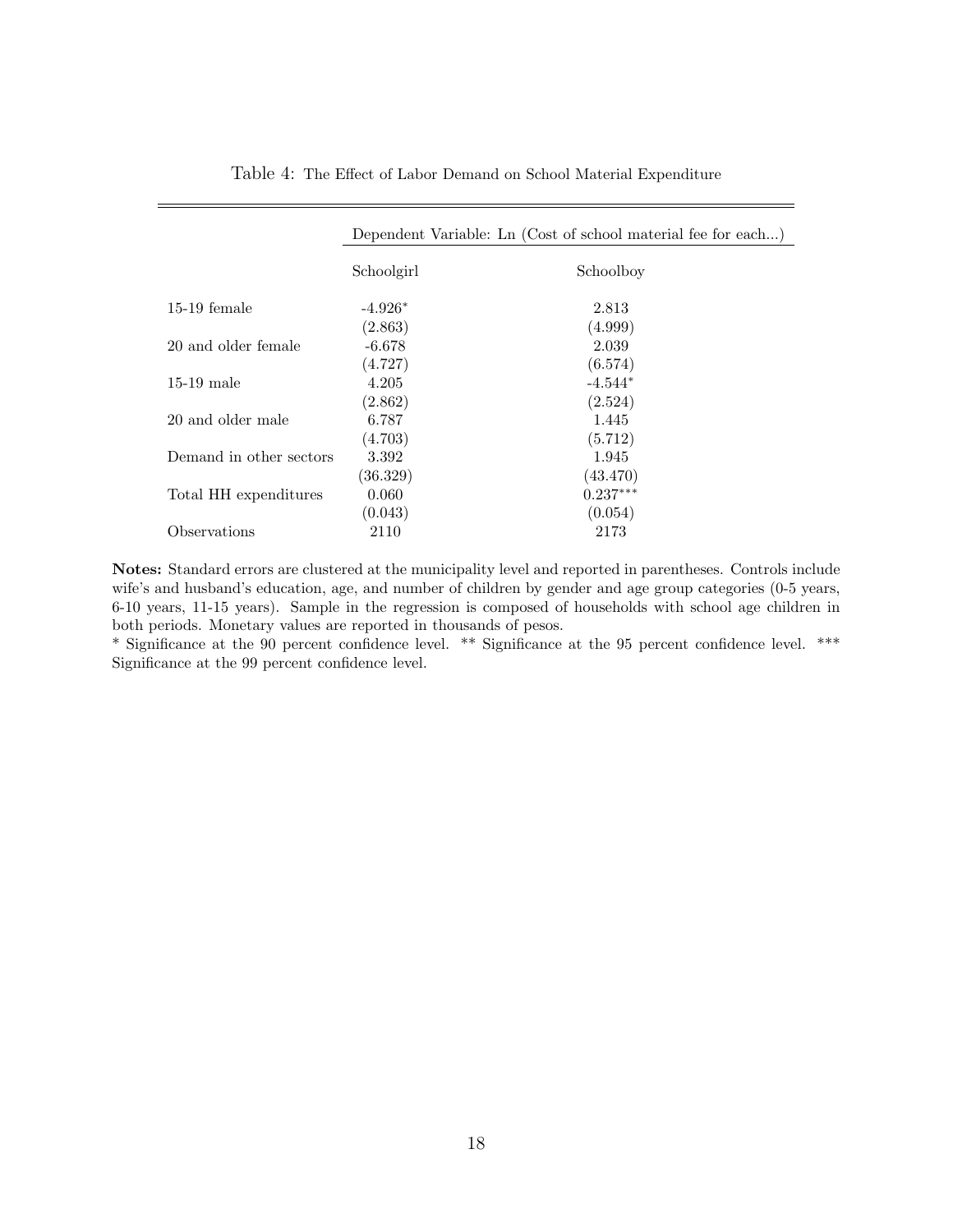Table 4: The Effect of Labor Demand on School Material Expenditure

| | Dependent Variable: Ln (Cost of school material fee for each...) | |
|---|---|---|
| | Schoolgirl | Schoolboy |
| 15-19 female | -4.926* | 2.813 |
| | (2.863) | (4.999) |
| 20 and older female | -6.678 | 2.039 |
| | (4.727) | (6.574) |
| 15-19 male | 4.205 | -4.544* |
| | (2.862) | (2.524) |
| 20 and older male | 6.787 | 1.445 |
| | (4.703) | (5.712) |
| Demand in other sectors | 3.392 | 1.945 |
| | (36.329) | (43.470) |
| Total HH expenditures | 0.060 | 0.237*** |
| | (0.043) | (0.054) |
| Observations | 2110 | 2173 |

**Notes:** Standard errors are clustered at the municipality level and reported in parentheses. Controls include wife's and husband's education, age, and number of children by gender and age group categories (0-5 years, 6-10 years, 11-15 years). Sample in the regression is composed of households with school age children in both periods. Monetary values are reported in thousands of pesos.

* Significance at the 90 percent confidence level. ** Significance at the 95 percent confidence level. *** Significance at the 99 percent confidence level.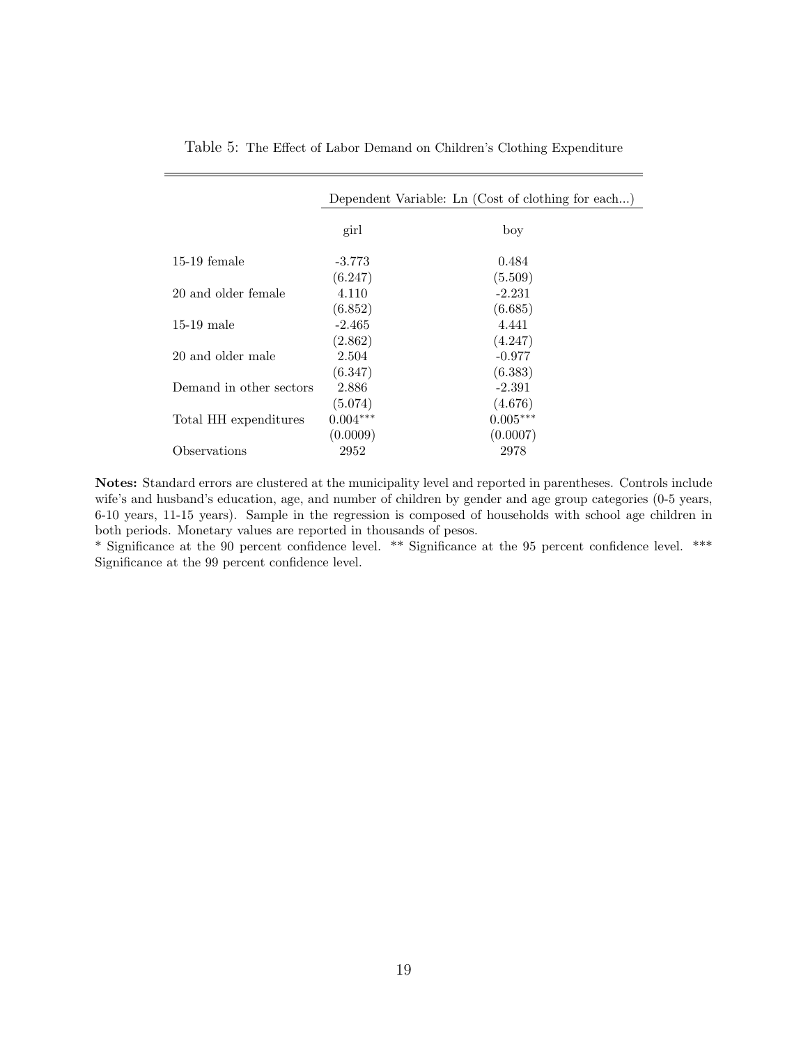Table 5: The Effect of Labor Demand on Children's Clothing Expenditure

| | Dependent Variable: Ln (Cost of clothing for each...) | |
|---|---|---|
| | girl | boy |
| 15-19 female | -3.773 | 0.484 |
| | (6.247) | (5.509) |
| 20 and older female | 4.110 | -2.231 |
| | (6.852) | (6.685) |
| 15-19 male | -2.465 | 4.441 |
| | (2.862) | (4.247) |
| 20 and older male | 2.504 | -0.977 |
| | (6.347) | (6.383) |
| Demand in other sectors | 2.886 | -2.391 |
| | (5.074) | (4.676) |
| Total HH expenditures | 0.004*** | 0.005*** |
| | (0.0009) | (0.0007) |
| Observations | 2952 | 2978 |

**Notes:** Standard errors are clustered at the municipality level and reported in parentheses. Controls include wife's and husband's education, age, and number of children by gender and age group categories (0-5 years, 6-10 years, 11-15 years). Sample in the regression is composed of households with school age children in both periods. Monetary values are reported in thousands of pesos.

* Significance at the 90 percent confidence level. ** Significance at the 95 percent confidence level. *** Significance at the 99 percent confidence level.